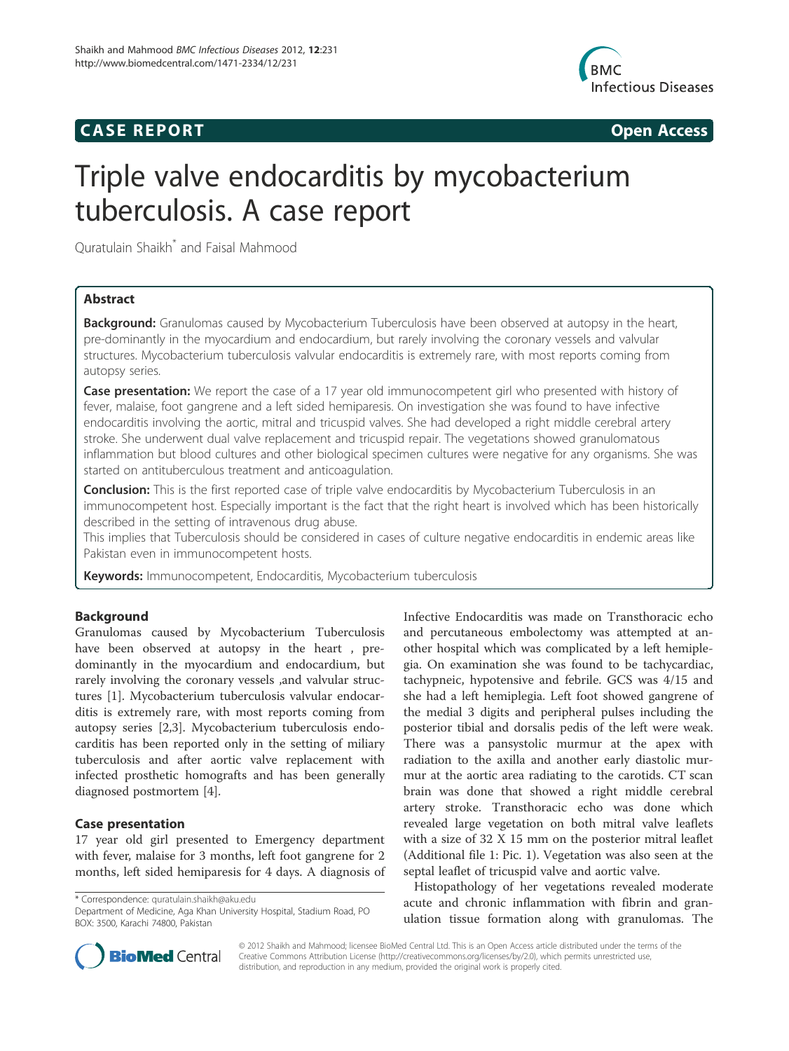**CASE REPORT** **Open Access**

# Triple valve endocarditis by mycobacterium tuberculosis. A case report

Quratulain Shaikh* and Faisal Mahmood

## Abstract

**Background:** Granulomas caused by Mycobacterium Tuberculosis have been observed at autopsy in the heart, pre-dominantly in the myocardium and endocardium, but rarely involving the coronary vessels and valvular structures. Mycobacterium tuberculosis valvular endocarditis is extremely rare, with most reports coming from autopsy series.

**Case presentation:** We report the case of a 17 year old immunocompetent girl who presented with history of fever, malaise, foot gangrene and a left sided hemiparesis. On investigation she was found to have infective endocarditis involving the aortic, mitral and tricuspid valves. She had developed a right middle cerebral artery stroke. She underwent dual valve replacement and tricuspid repair. The vegetations showed granulomatous inflammation but blood cultures and other biological specimen cultures were negative for any organisms. She was started on antituberculous treatment and anticoagulation.

**Conclusion:** This is the first reported case of triple valve endocarditis by Mycobacterium Tuberculosis in an immunocompetent host. Especially important is the fact that the right heart is involved which has been historically described in the setting of intravenous drug abuse.

This implies that Tuberculosis should be considered in cases of culture negative endocarditis in endemic areas like Pakistan even in immunocompetent hosts.

**Keywords:** Immunocompetent, Endocarditis, Mycobacterium tuberculosis

## Background

Granulomas caused by Mycobacterium Tuberculosis have been observed at autopsy in the heart , predominantly in the myocardium and endocardium, but rarely involving the coronary vessels ,and valvular structures [1]. Mycobacterium tuberculosis valvular endocarditis is extremely rare, with most reports coming from autopsy series [2,3]. Mycobacterium tuberculosis endocarditis has been reported only in the setting of miliary tuberculosis and after aortic valve replacement with infected prosthetic homografts and has been generally diagnosed postmortem [4].

## Case presentation

17 year old girl presented to Emergency department with fever, malaise for 3 months, left foot gangrene for 2 months, left sided hemiparesis for 4 days. A diagnosis of Infective Endocarditis was made on Transthoracic echo and percutaneous embolectomy was attempted at another hospital which was complicated by a left hemiplegia. On examination she was found to be tachycardiac, tachypneic, hypotensive and febrile. GCS was 4/15 and she had a left hemiplegia. Left foot showed gangrene of the medial 3 digits and peripheral pulses including the posterior tibial and dorsalis pedis of the left were weak. There was a pansystolic murmur at the apex with radiation to the axilla and another early diastolic murmur at the aortic area radiating to the carotids. CT scan brain was done that showed a right middle cerebral artery stroke. Transthoracic echo was done which revealed large vegetation on both mitral valve leaflets with a size of 32 X 15 mm on the posterior mitral leaflet (Additional file 1: Pic. 1). Vegetation was also seen at the septal leaflet of tricuspid valve and aortic valve.

Histopathology of her vegetations revealed moderate acute and chronic inflammation with fibrin and granulation tissue formation along with granulomas. The

* Correspondence: quratulain.shaikh@aku.edu
Department of Medicine, Aga Khan University Hospital, Stadium Road, PO BOX: 3500, Karachi 74800, Pakistan

© 2012 Shaikh and Mahmood; licensee BioMed Central Ltd. This is an Open Access article distributed under the terms of the Creative Commons Attribution License (http://creativecommons.org/licenses/by/2.0), which permits unrestricted use, distribution, and reproduction in any medium, provided the original work is properly cited.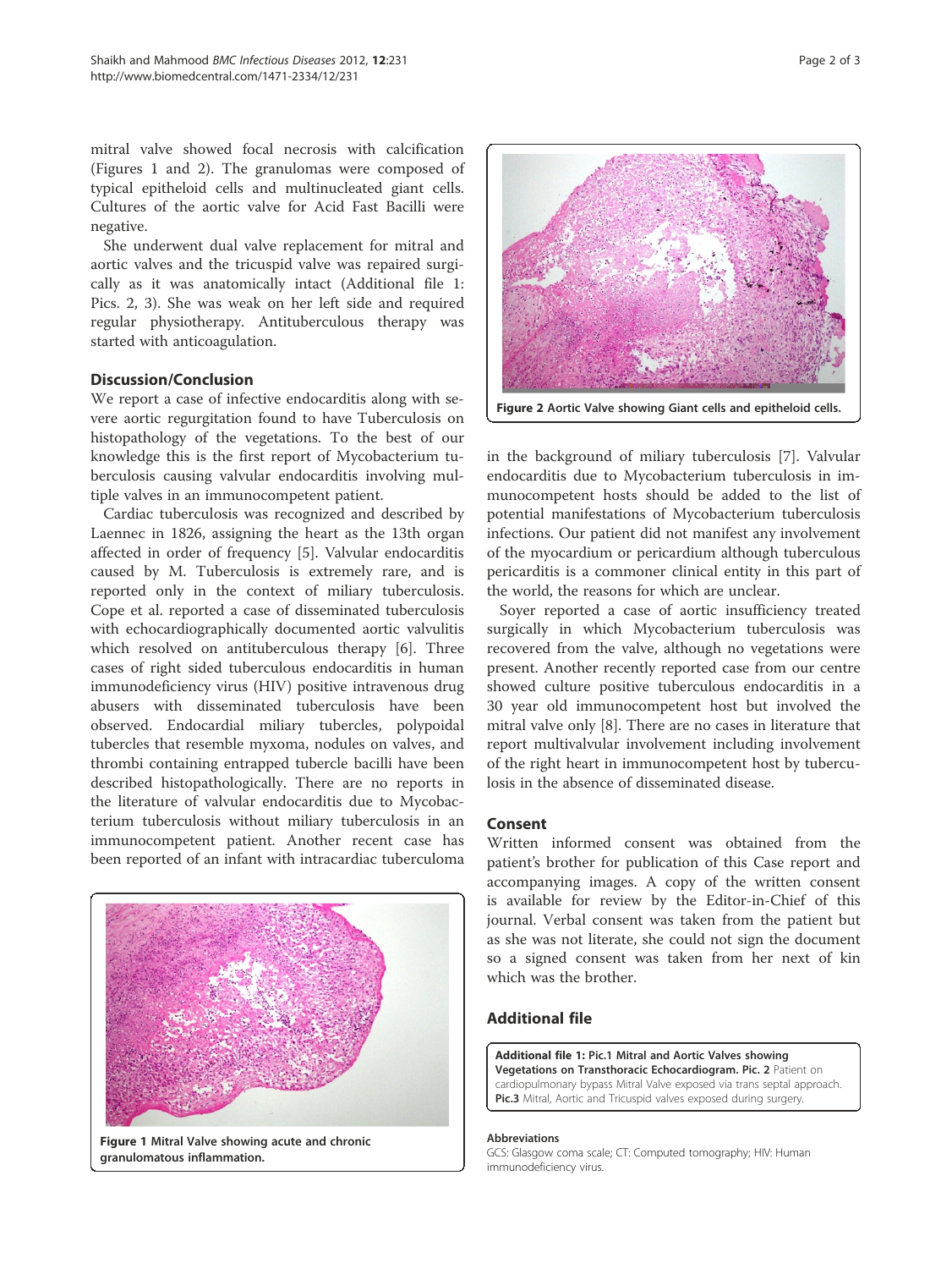mitral valve showed focal necrosis with calcification (Figures 1 and 2). The granulomas were composed of typical epitheloid cells and multinucleated giant cells. Cultures of the aortic valve for Acid Fast Bacilli were negative.

She underwent dual valve replacement for mitral and aortic valves and the tricuspid valve was repaired surgically as it was anatomically intact (Additional file 1: Pics. 2, 3). She was weak on her left side and required regular physiotherapy. Antituberculous therapy was started with anticoagulation.

## Discussion/Conclusion

We report a case of infective endocarditis along with severe aortic regurgitation found to have Tuberculosis on histopathology of the vegetations. To the best of our knowledge this is the first report of Mycobacterium tuberculosis causing valvular endocarditis involving multiple valves in an immunocompetent patient.

Cardiac tuberculosis was recognized and described by Laennec in 1826, assigning the heart as the 13th organ affected in order of frequency [5]. Valvular endocarditis caused by M. Tuberculosis is extremely rare, and is reported only in the context of miliary tuberculosis. Cope et al. reported a case of disseminated tuberculosis with echocardiographically documented aortic valvulitis which resolved on antituberculous therapy [6]. Three cases of right sided tuberculous endocarditis in human immunodeficiency virus (HIV) positive intravenous drug abusers with disseminated tuberculosis have been observed. Endocardial miliary tubercles, polypoidal tubercles that resemble myxoma, nodules on valves, and thrombi containing entrapped tubercle bacilli have been described histopathologically. There are no reports in the literature of valvular endocarditis due to Mycobacterium tuberculosis without miliary tuberculosis in an immunocompetent patient. Another recent case has been reported of an infant with intracardiac tuberculoma in the background of miliary tuberculosis [7]. Valvular endocarditis due to Mycobacterium tuberculosis in immunocompetent hosts should be added to the list of potential manifestations of Mycobacterium tuberculosis infections. Our patient did not manifest any involvement of the myocardium or pericardium although tuberculous pericarditis is a commoner clinical entity in this part of the world, the reasons for which are unclear.

Soyer reported a case of aortic insufficiency treated surgically in which Mycobacterium tuberculosis was recovered from the valve, although no vegetations were present. Another recently reported case from our centre showed culture positive tuberculous endocarditis in a 30 year old immunocompetent host but involved the mitral valve only [8]. There are no cases in literature that report multivalvular involvement including involvement of the right heart in immunocompetent host by tuberculosis in the absence of disseminated disease.

**Figure 1** Mitral Valve showing acute and chronic granulomatous inflammation.

**Figure 2** Aortic Valve showing Giant cells and epitheloid cells.

## Consent

Written informed consent was obtained from the patient's brother for publication of this Case report and accompanying images. A copy of the written consent is available for review by the Editor-in-Chief of this journal. Verbal consent was taken from the patient but as she was not literate, she could not sign the document so a signed consent was taken from her next of kin which was the brother.

## Additional file

**Additional file 1: Pic.1 Mitral and Aortic Valves showing Vegetations on Transthoracic Echocardiogram. Pic. 2** Patient on cardiopulmonary bypass Mitral Valve exposed via trans septal approach. **Pic.3** Mitral, Aortic and Tricuspid valves exposed during surgery.

#### Abbreviations

GCS: Glasgow coma scale; CT: Computed tomography; HIV: Human immunodeficiency virus.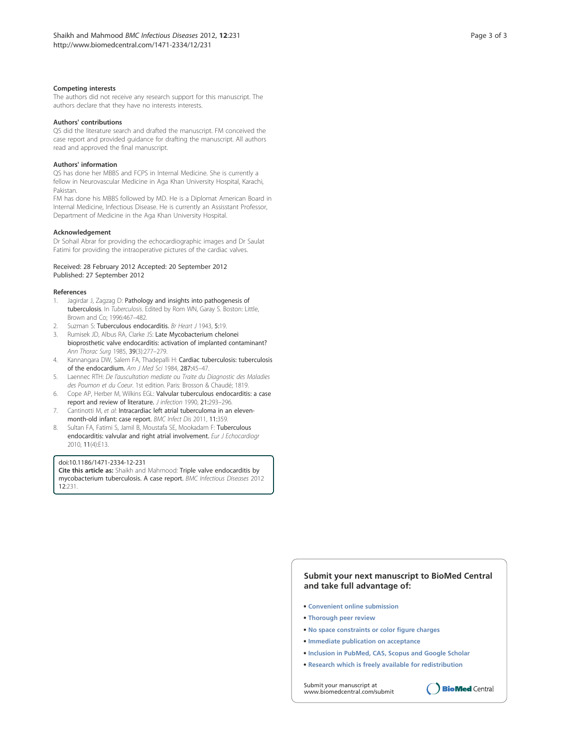### Competing interests

The authors did not receive any research support for this manuscript. The authors declare that they have no interests interests.

### Authors' contributions

QS did the literature search and drafted the manuscript. FM conceived the case report and provided guidance for drafting the manuscript. All authors read and approved the final manuscript.

### Authors' information

QS has done her MBBS and FCPS in Internal Medicine. She is currently a fellow in Neurovascular Medicine in Aga Khan University Hospital, Karachi, Pakistan.

FM has done his MBBS followed by MD. He is a Diplomat American Board in Internal Medicine, Infectious Disease. He is currently an Assisstant Professor, Department of Medicine in the Aga Khan University Hospital.

### Acknowledgement

Dr Sohail Abrar for providing the echocardiographic images and Dr Saulat Fatimi for providing the intraoperative pictures of the cardiac valves.

Received: 28 February 2012 Accepted: 20 September 2012
Published: 27 September 2012

### References

1. Jagirdar J, Zagzag D: **Pathology and insights into pathogenesis of tuberculosis**. In *Tuberculosis*. Edited by Rom WN, Garay S. Boston: Little, Brown and Co; 1996:467–482.
2. Suzman S: **Tuberculous endocarditis.** *Br Heart J* 1943, **5**:19.
3. Rumisek JD, Albus RA, Clarke JS: **Late Mycobacterium chelonei bioprosthetic valve endocarditis: activation of implanted contaminant?** *Ann Thorac Surg* 1985, **39**(3):277–279.
4. Kannangara DW, Salem FA, Thadepalli H: **Cardiac tuberculosis: tuberculosis of the endocardium.** *Am J Med Sci* 1984, **287**:45–47.
5. Laennec RTH: *De l'auscultation mediate ou Traite du Diagnostic des Maladies des Poumon et du Coeur*. 1st edition. Paris: Brosson & Chaudé; 1819.
6. Cope AP, Herber M, Wilkins EGL: **Valvular tuberculous endocarditis: a case report and review of literature.** *J infection* 1990, **21**:293–296.
7. Cantinotti M, *et al*: **Intracardiac left atrial tuberculoma in an eleven-month-old infant: case report.** *BMC Infect Dis* 2011, **11**:359.
8. Sultan FA, Fatimi S, Jamil B, Moustafa SE, Mookadam F: **Tuberculous endocarditis: valvular and right atrial involvement.** *Eur J Echocardiogr* 2010, **11**(4):E13.

doi:10.1186/1471-2334-12-231

**Cite this article as:** Shaikh and Mahmood: **Triple valve endocarditis by mycobacterium tuberculosis. A case report.** *BMC Infectious Diseases* 2012 **12**:231.

**Submit your next manuscript to BioMed Central and take full advantage of:**

- **Convenient online submission**
- **Thorough peer review**
- **No space constraints or color figure charges**
- **Immediate publication on acceptance**
- **Inclusion in PubMed, CAS, Scopus and Google Scholar**
- **Research which is freely available for redistribution**

Submit your manuscript at
www.biomedcentral.com/submit